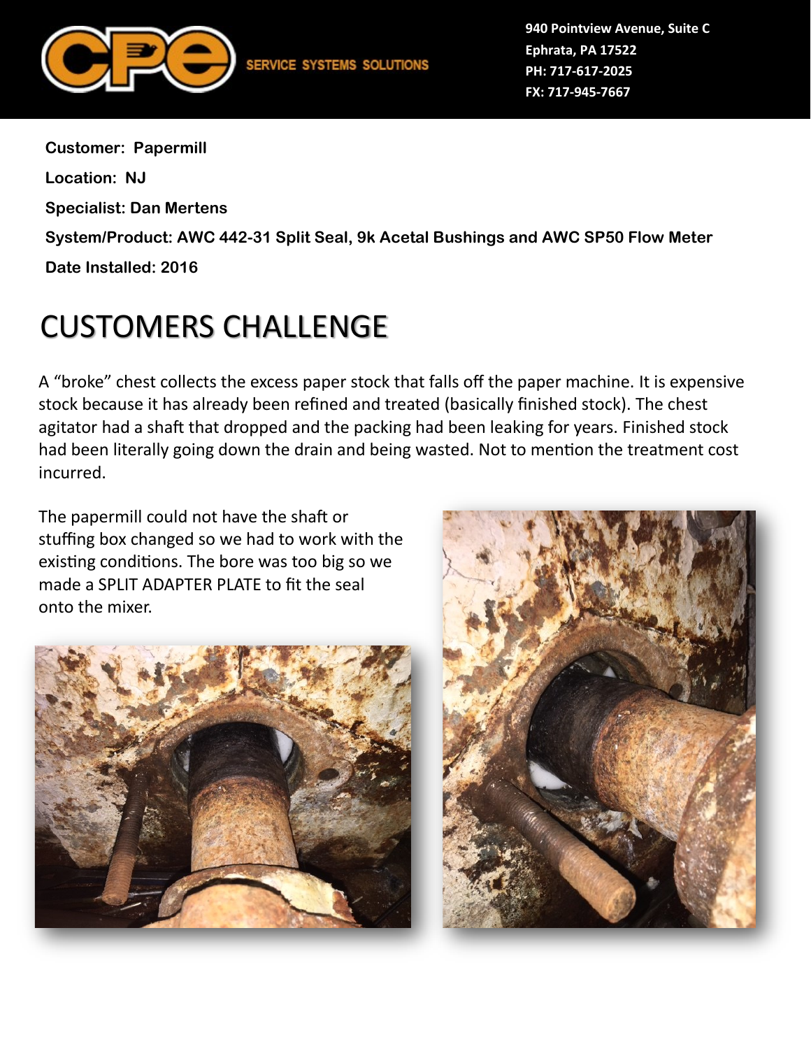SERVICE SYSTEMS SOLUTIONS

940 Pointview Avenue, Suite C
Ephrata, PA 17522
PH: 717-617-2025
FX: 717-945-7667

**Customer: Papermill**

**Location: NJ**

**Specialist: Dan Mertens**

**System/Product: AWC 442-31 Split Seal, 9k Acetal Bushings and AWC SP50 Flow Meter**

**Date Installed: 2016**

# CUSTOMERS CHALLENGE

A "broke" chest collects the excess paper stock that falls off the paper machine. It is expensive stock because it has already been refined and treated (basically finished stock). The chest agitator had a shaft that dropped and the packing had been leaking for years. Finished stock had been literally going down the drain and being wasted. Not to mention the treatment cost incurred.

The papermill could not have the shaft or stuffing box changed so we had to work with the existing conditions. The bore was too big so we made a SPLIT ADAPTER PLATE to fit the seal onto the mixer.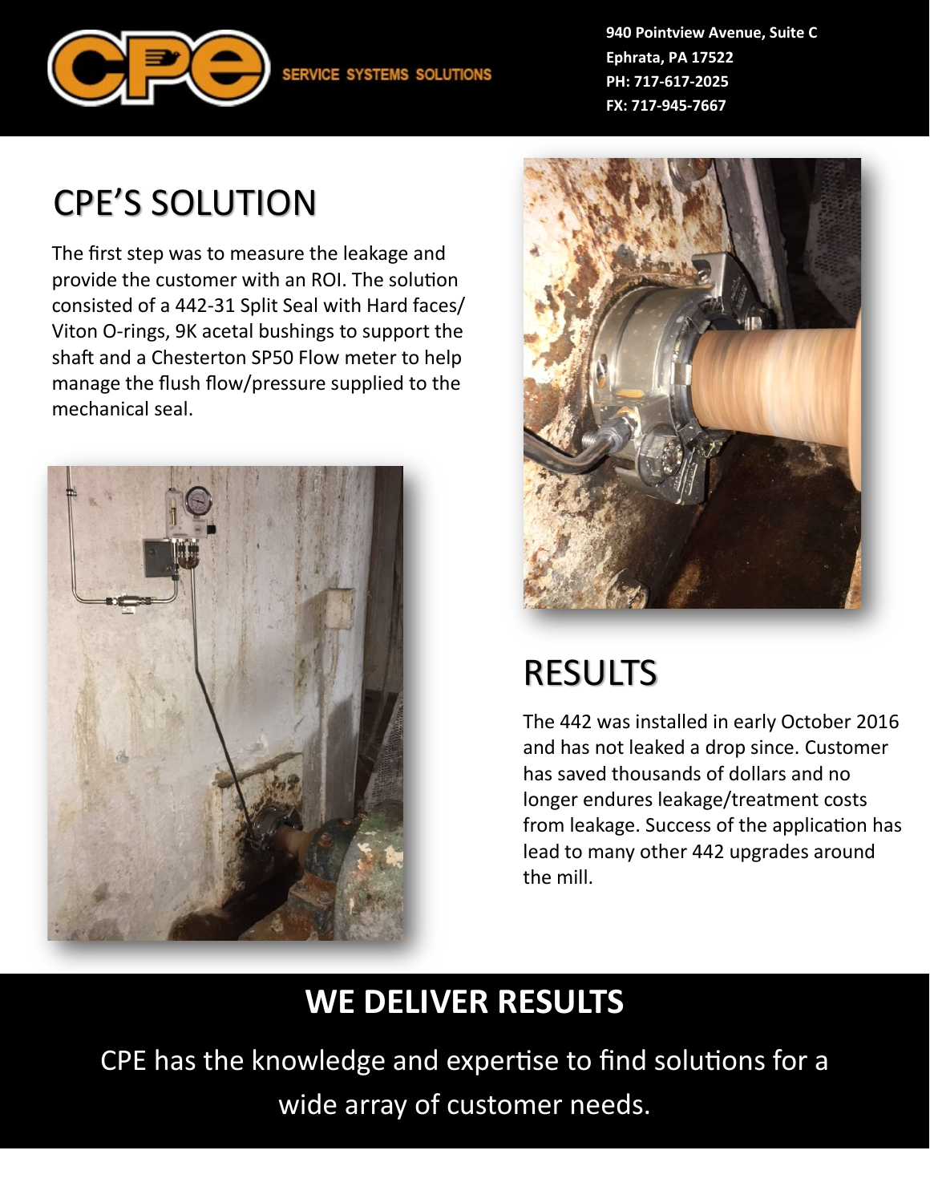CPE

SERVICE SYSTEMS SOLUTIONS

**940 Pointview Avenue, Suite C**
**Ephrata, PA 17522**
**PH: 717-617-2025**
**FX: 717-945-7667**

## CPE'S SOLUTION

The first step was to measure the leakage and provide the customer with an ROI. The solution consisted of a 442-31 Split Seal with Hard faces/ Viton O-rings, 9K acetal bushings to support the shaft and a Chesterton SP50 Flow meter to help manage the flush flow/pressure supplied to the mechanical seal.

## RESULTS

The 442 was installed in early October 2016 and has not leaked a drop since. Customer has saved thousands of dollars and no longer endures leakage/treatment costs from leakage. Success of the application has lead to many other 442 upgrades around the mill.

## WE DELIVER RESULTS

CPE has the knowledge and expertise to find solutions for a wide array of customer needs.